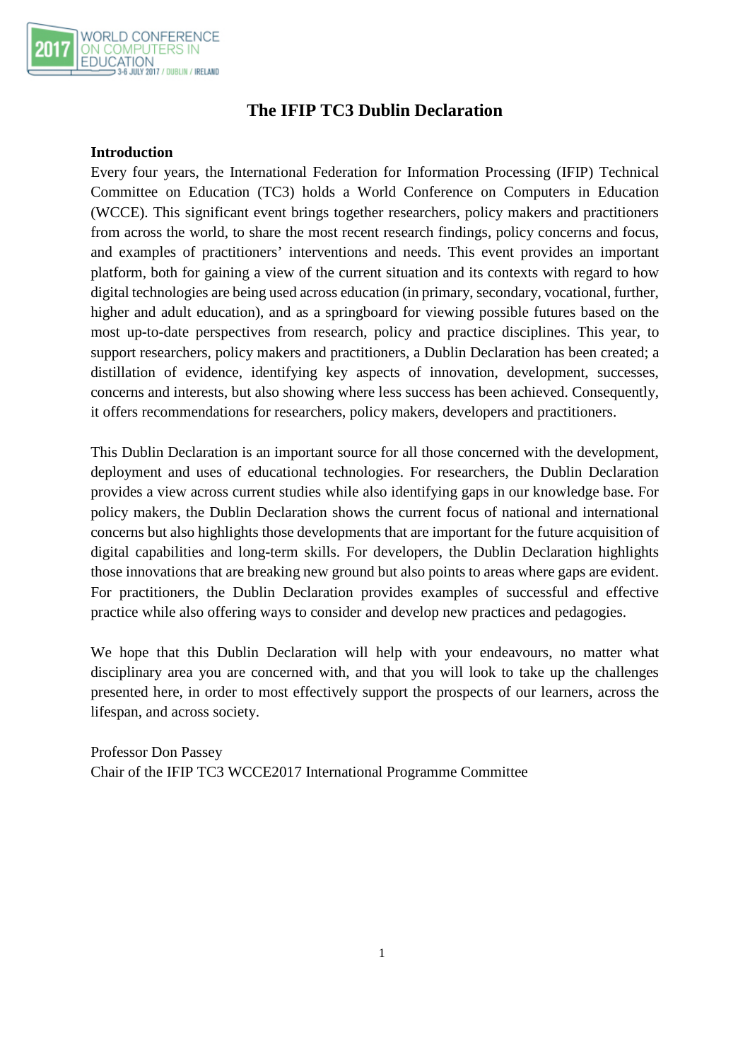# The IFIP TC3 Dublin Declaration

## Introduction

Every four years, the International Federation for Information Processing (IFIP) Technical Committee on Education (TC3) holds a World Conference on Computers in Education (WCCE). This significant event brings together researchers, policy makers and practitioners from across the world, to share the most recent research findings, policy concerns and focus, and examples of practitioners' interventions and needs. This event provides an important platform, both for gaining a view of the current situation and its contexts with regard to how digital technologies are being used across education (in primary, secondary, vocational, further, higher and adult education), and as a springboard for viewing possible futures based on the most up-to-date perspectives from research, policy and practice disciplines. This year, to support researchers, policy makers and practitioners, a Dublin Declaration has been created; a distillation of evidence, identifying key aspects of innovation, development, successes, concerns and interests, but also showing where less success has been achieved. Consequently, it offers recommendations for researchers, policy makers, developers and practitioners.

This Dublin Declaration is an important source for all those concerned with the development, deployment and uses of educational technologies. For researchers, the Dublin Declaration provides a view across current studies while also identifying gaps in our knowledge base. For policy makers, the Dublin Declaration shows the current focus of national and international concerns but also highlights those developments that are important for the future acquisition of digital capabilities and long-term skills. For developers, the Dublin Declaration highlights those innovations that are breaking new ground but also points to areas where gaps are evident. For practitioners, the Dublin Declaration provides examples of successful and effective practice while also offering ways to consider and develop new practices and pedagogies.

We hope that this Dublin Declaration will help with your endeavours, no matter what disciplinary area you are concerned with, and that you will look to take up the challenges presented here, in order to most effectively support the prospects of our learners, across the lifespan, and across society.

Professor Don Passey
Chair of the IFIP TC3 WCCE2017 International Programme Committee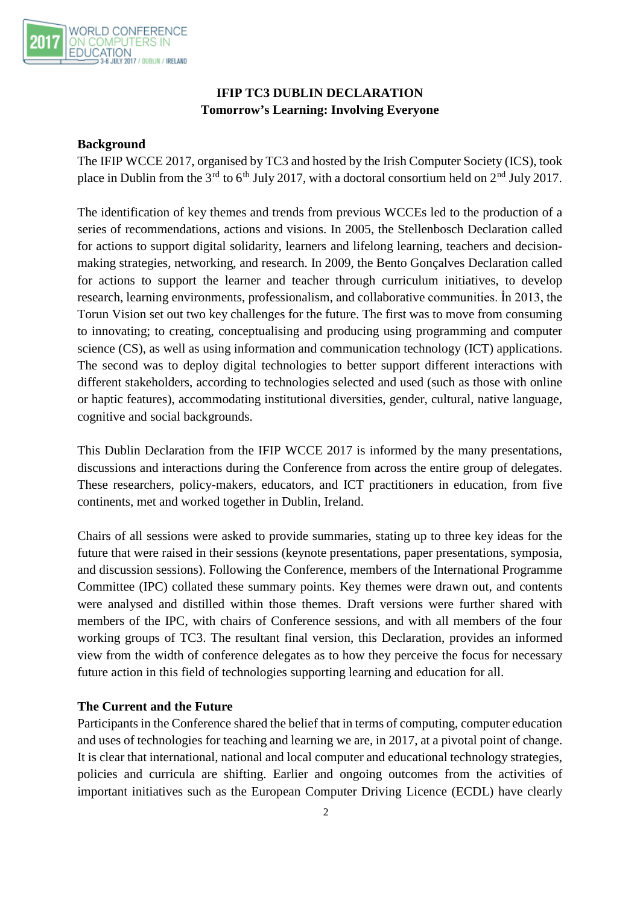# IFIP TC3 DUBLIN DECLARATION
## Tomorrow's Learning: Involving Everyone

### Background

The IFIP WCCE 2017, organised by TC3 and hosted by the Irish Computer Society (ICS), took place in Dublin from the 3rd to 6th July 2017, with a doctoral consortium held on 2nd July 2017.

The identification of key themes and trends from previous WCCEs led to the production of a series of recommendations, actions and visions. In 2005, the Stellenbosch Declaration called for actions to support digital solidarity, learners and lifelong learning, teachers and decision-making strategies, networking, and research. In 2009, the Bento Gonçalves Declaration called for actions to support the learner and teacher through curriculum initiatives, to develop research, learning environments, professionalism, and collaborative communities. İn 2013, the Torun Vision set out two key challenges for the future. The first was to move from consuming to innovating; to creating, conceptualising and producing using programming and computer science (CS), as well as using information and communication technology (ICT) applications. The second was to deploy digital technologies to better support different interactions with different stakeholders, according to technologies selected and used (such as those with online or haptic features), accommodating institutional diversities, gender, cultural, native language, cognitive and social backgrounds.

This Dublin Declaration from the IFIP WCCE 2017 is informed by the many presentations, discussions and interactions during the Conference from across the entire group of delegates. These researchers, policy-makers, educators, and ICT practitioners in education, from five continents, met and worked together in Dublin, Ireland.

Chairs of all sessions were asked to provide summaries, stating up to three key ideas for the future that were raised in their sessions (keynote presentations, paper presentations, symposia, and discussion sessions). Following the Conference, members of the International Programme Committee (IPC) collated these summary points. Key themes were drawn out, and contents were analysed and distilled within those themes. Draft versions were further shared with members of the IPC, with chairs of Conference sessions, and with all members of the four working groups of TC3. The resultant final version, this Declaration, provides an informed view from the width of conference delegates as to how they perceive the focus for necessary future action in this field of technologies supporting learning and education for all.

### The Current and the Future

Participants in the Conference shared the belief that in terms of computing, computer education and uses of technologies for teaching and learning we are, in 2017, at a pivotal point of change. It is clear that international, national and local computer and educational technology strategies, policies and curricula are shifting. Earlier and ongoing outcomes from the activities of important initiatives such as the European Computer Driving Licence (ECDL) have clearly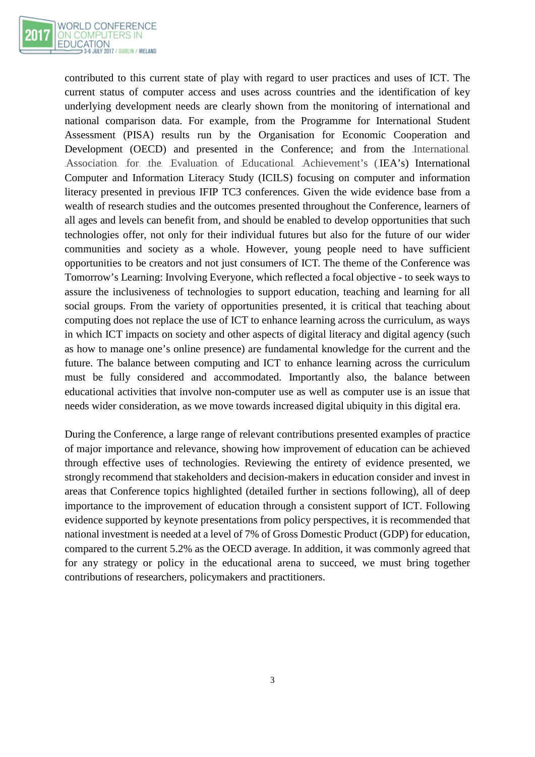contributed to this current state of play with regard to user practices and uses of ICT. The current status of computer access and uses across countries and the identification of key underlying development needs are clearly shown from the monitoring of international and national comparison data. For example, from the Programme for International Student Assessment (PISA) results run by the Organisation for Economic Cooperation and Development (OECD) and presented in the Conference; and from the International Association for the Evaluation of Educational Achievement's (IEA's) International Computer and Information Literacy Study (ICILS) focusing on computer and information literacy presented in previous IFIP TC3 conferences. Given the wide evidence base from a wealth of research studies and the outcomes presented throughout the Conference, learners of all ages and levels can benefit from, and should be enabled to develop opportunities that such technologies offer, not only for their individual futures but also for the future of our wider communities and society as a whole. However, young people need to have sufficient opportunities to be creators and not just consumers of ICT. The theme of the Conference was Tomorrow's Learning: Involving Everyone, which reflected a focal objective - to seek ways to assure the inclusiveness of technologies to support education, teaching and learning for all social groups. From the variety of opportunities presented, it is critical that teaching about computing does not replace the use of ICT to enhance learning across the curriculum, as ways in which ICT impacts on society and other aspects of digital literacy and digital agency (such as how to manage one's online presence) are fundamental knowledge for the current and the future. The balance between computing and ICT to enhance learning across the curriculum must be fully considered and accommodated. Importantly also, the balance between educational activities that involve non-computer use as well as computer use is an issue that needs wider consideration, as we move towards increased digital ubiquity in this digital era.

During the Conference, a large range of relevant contributions presented examples of practice of major importance and relevance, showing how improvement of education can be achieved through effective uses of technologies. Reviewing the entirety of evidence presented, we strongly recommend that stakeholders and decision-makers in education consider and invest in areas that Conference topics highlighted (detailed further in sections following), all of deep importance to the improvement of education through a consistent support of ICT. Following evidence supported by keynote presentations from policy perspectives, it is recommended that national investment is needed at a level of 7% of Gross Domestic Product (GDP) for education, compared to the current 5.2% as the OECD average. In addition, it was commonly agreed that for any strategy or policy in the educational arena to succeed, we must bring together contributions of researchers, policymakers and practitioners.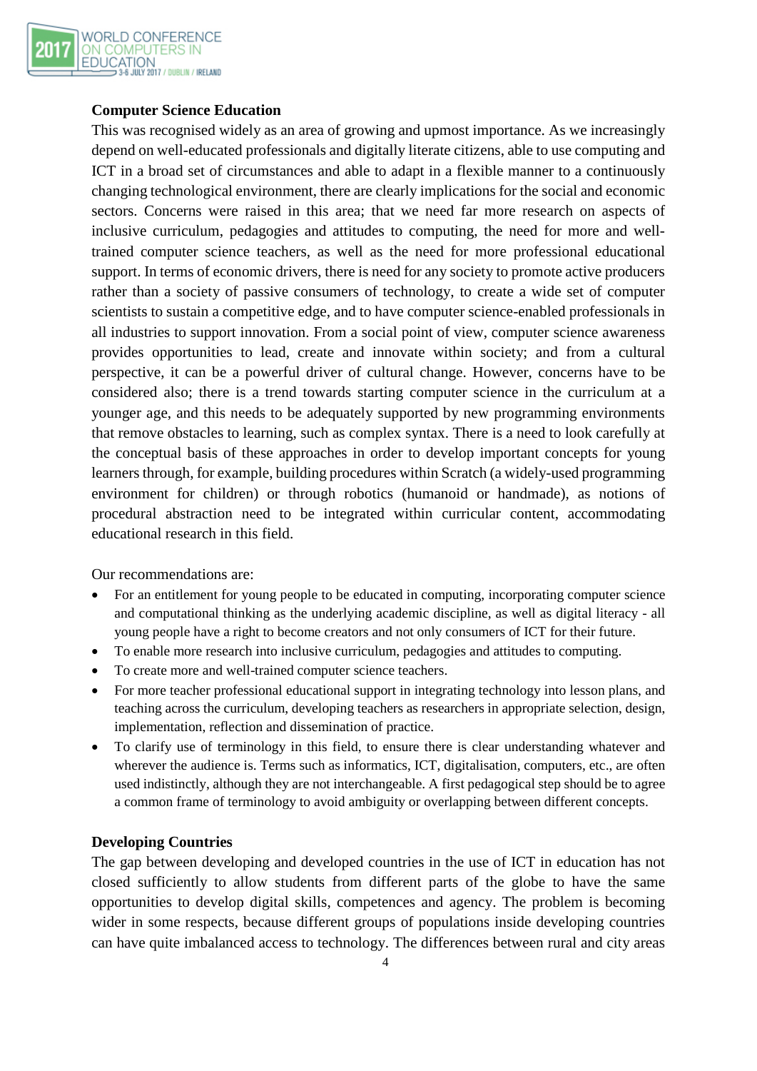**Computer Science Education**

This was recognised widely as an area of growing and upmost importance. As we increasingly depend on well-educated professionals and digitally literate citizens, able to use computing and ICT in a broad set of circumstances and able to adapt in a flexible manner to a continuously changing technological environment, there are clearly implications for the social and economic sectors. Concerns were raised in this area; that we need far more research on aspects of inclusive curriculum, pedagogies and attitudes to computing, the need for more and well-trained computer science teachers, as well as the need for more professional educational support. In terms of economic drivers, there is need for any society to promote active producers rather than a society of passive consumers of technology, to create a wide set of computer scientists to sustain a competitive edge, and to have computer science-enabled professionals in all industries to support innovation. From a social point of view, computer science awareness provides opportunities to lead, create and innovate within society; and from a cultural perspective, it can be a powerful driver of cultural change. However, concerns have to be considered also; there is a trend towards starting computer science in the curriculum at a younger age, and this needs to be adequately supported by new programming environments that remove obstacles to learning, such as complex syntax. There is a need to look carefully at the conceptual basis of these approaches in order to develop important concepts for young learners through, for example, building procedures within Scratch (a widely-used programming environment for children) or through robotics (humanoid or handmade), as notions of procedural abstraction need to be integrated within curricular content, accommodating educational research in this field.

Our recommendations are:

- For an entitlement for young people to be educated in computing, incorporating computer science and computational thinking as the underlying academic discipline, as well as digital literacy - all young people have a right to become creators and not only consumers of ICT for their future.
- To enable more research into inclusive curriculum, pedagogies and attitudes to computing.
- To create more and well-trained computer science teachers.
- For more teacher professional educational support in integrating technology into lesson plans, and teaching across the curriculum, developing teachers as researchers in appropriate selection, design, implementation, reflection and dissemination of practice.
- To clarify use of terminology in this field, to ensure there is clear understanding whatever and wherever the audience is. Terms such as informatics, ICT, digitalisation, computers, etc., are often used indistinctly, although they are not interchangeable. A first pedagogical step should be to agree a common frame of terminology to avoid ambiguity or overlapping between different concepts.

**Developing Countries**

The gap between developing and developed countries in the use of ICT in education has not closed sufficiently to allow students from different parts of the globe to have the same opportunities to develop digital skills, competences and agency. The problem is becoming wider in some respects, because different groups of populations inside developing countries can have quite imbalanced access to technology. The differences between rural and city areas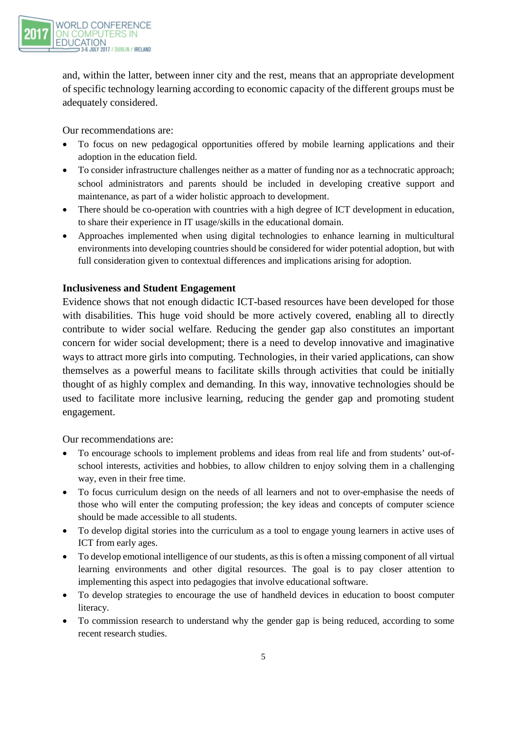and, within the latter, between inner city and the rest, means that an appropriate development of specific technology learning according to economic capacity of the different groups must be adequately considered.

Our recommendations are:

- To focus on new pedagogical opportunities offered by mobile learning applications and their adoption in the education field.
- To consider infrastructure challenges neither as a matter of funding nor as a technocratic approach; school administrators and parents should be included in developing creative support and maintenance, as part of a wider holistic approach to development.
- There should be co-operation with countries with a high degree of ICT development in education, to share their experience in IT usage/skills in the educational domain.
- Approaches implemented when using digital technologies to enhance learning in multicultural environments into developing countries should be considered for wider potential adoption, but with full consideration given to contextual differences and implications arising for adoption.

**Inclusiveness and Student Engagement**

Evidence shows that not enough didactic ICT-based resources have been developed for those with disabilities. This huge void should be more actively covered, enabling all to directly contribute to wider social welfare. Reducing the gender gap also constitutes an important concern for wider social development; there is a need to develop innovative and imaginative ways to attract more girls into computing. Technologies, in their varied applications, can show themselves as a powerful means to facilitate skills through activities that could be initially thought of as highly complex and demanding. In this way, innovative technologies should be used to facilitate more inclusive learning, reducing the gender gap and promoting student engagement.

Our recommendations are:

- To encourage schools to implement problems and ideas from real life and from students' out-of-school interests, activities and hobbies, to allow children to enjoy solving them in a challenging way, even in their free time.
- To focus curriculum design on the needs of all learners and not to over-emphasise the needs of those who will enter the computing profession; the key ideas and concepts of computer science should be made accessible to all students.
- To develop digital stories into the curriculum as a tool to engage young learners in active uses of ICT from early ages.
- To develop emotional intelligence of our students, as this is often a missing component of all virtual learning environments and other digital resources. The goal is to pay closer attention to implementing this aspect into pedagogies that involve educational software.
- To develop strategies to encourage the use of handheld devices in education to boost computer literacy.
- To commission research to understand why the gender gap is being reduced, according to some recent research studies.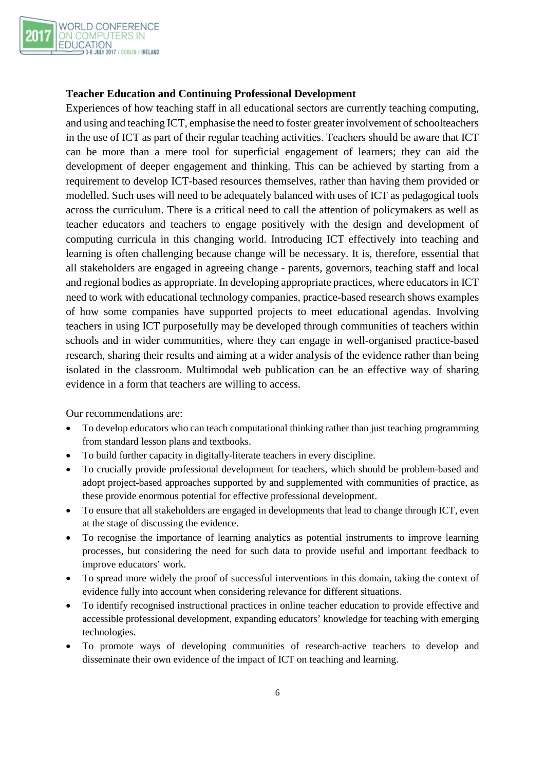**Teacher Education and Continuing Professional Development**

Experiences of how teaching staff in all educational sectors are currently teaching computing, and using and teaching ICT, emphasise the need to foster greater involvement of schoolteachers in the use of ICT as part of their regular teaching activities. Teachers should be aware that ICT can be more than a mere tool for superficial engagement of learners; they can aid the development of deeper engagement and thinking. This can be achieved by starting from a requirement to develop ICT-based resources themselves, rather than having them provided or modelled. Such uses will need to be adequately balanced with uses of ICT as pedagogical tools across the curriculum. There is a critical need to call the attention of policymakers as well as teacher educators and teachers to engage positively with the design and development of computing curricula in this changing world. Introducing ICT effectively into teaching and learning is often challenging because change will be necessary. It is, therefore, essential that all stakeholders are engaged in agreeing change - parents, governors, teaching staff and local and regional bodies as appropriate. In developing appropriate practices, where educators in ICT need to work with educational technology companies, practice-based research shows examples of how some companies have supported projects to meet educational agendas. Involving teachers in using ICT purposefully may be developed through communities of teachers within schools and in wider communities, where they can engage in well-organised practice-based research, sharing their results and aiming at a wider analysis of the evidence rather than being isolated in the classroom. Multimodal web publication can be an effective way of sharing evidence in a form that teachers are willing to access.

Our recommendations are:

- To develop educators who can teach computational thinking rather than just teaching programming from standard lesson plans and textbooks.
- To build further capacity in digitally-literate teachers in every discipline.
- To crucially provide professional development for teachers, which should be problem-based and adopt project-based approaches supported by and supplemented with communities of practice, as these provide enormous potential for effective professional development.
- To ensure that all stakeholders are engaged in developments that lead to change through ICT, even at the stage of discussing the evidence.
- To recognise the importance of learning analytics as potential instruments to improve learning processes, but considering the need for such data to provide useful and important feedback to improve educators' work.
- To spread more widely the proof of successful interventions in this domain, taking the context of evidence fully into account when considering relevance for different situations.
- To identify recognised instructional practices in online teacher education to provide effective and accessible professional development, expanding educators' knowledge for teaching with emerging technologies.
- To promote ways of developing communities of research-active teachers to develop and disseminate their own evidence of the impact of ICT on teaching and learning.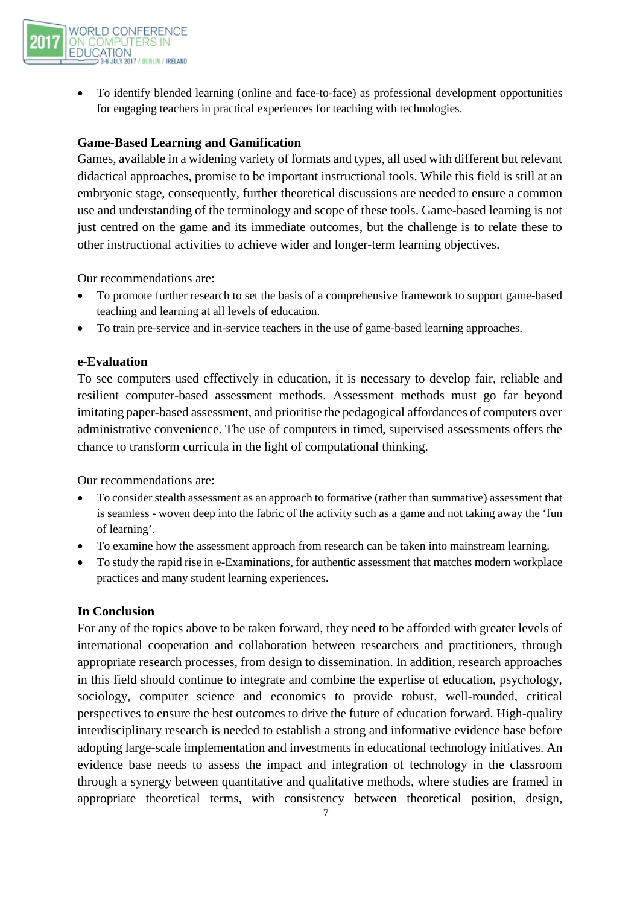- To identify blended learning (online and face-to-face) as professional development opportunities for engaging teachers in practical experiences for teaching with technologies.

**Game-Based Learning and Gamification**

Games, available in a widening variety of formats and types, all used with different but relevant didactical approaches, promise to be important instructional tools. While this field is still at an embryonic stage, consequently, further theoretical discussions are needed to ensure a common use and understanding of the terminology and scope of these tools. Game-based learning is not just centred on the game and its immediate outcomes, but the challenge is to relate these to other instructional activities to achieve wider and longer-term learning objectives.

Our recommendations are:

- To promote further research to set the basis of a comprehensive framework to support game-based teaching and learning at all levels of education.
- To train pre-service and in-service teachers in the use of game-based learning approaches.

**e-Evaluation**

To see computers used effectively in education, it is necessary to develop fair, reliable and resilient computer-based assessment methods. Assessment methods must go far beyond imitating paper-based assessment, and prioritise the pedagogical affordances of computers over administrative convenience. The use of computers in timed, supervised assessments offers the chance to transform curricula in the light of computational thinking.

Our recommendations are:

- To consider stealth assessment as an approach to formative (rather than summative) assessment that is seamless - woven deep into the fabric of the activity such as a game and not taking away the 'fun of learning'.
- To examine how the assessment approach from research can be taken into mainstream learning.
- To study the rapid rise in e-Examinations, for authentic assessment that matches modern workplace practices and many student learning experiences.

**In Conclusion**

For any of the topics above to be taken forward, they need to be afforded with greater levels of international cooperation and collaboration between researchers and practitioners, through appropriate research processes, from design to dissemination. In addition, research approaches in this field should continue to integrate and combine the expertise of education, psychology, sociology, computer science and economics to provide robust, well-rounded, critical perspectives to ensure the best outcomes to drive the future of education forward. High-quality interdisciplinary research is needed to establish a strong and informative evidence base before adopting large-scale implementation and investments in educational technology initiatives. An evidence base needs to assess the impact and integration of technology in the classroom through a synergy between quantitative and qualitative methods, where studies are framed in appropriate theoretical terms, with consistency between theoretical position, design,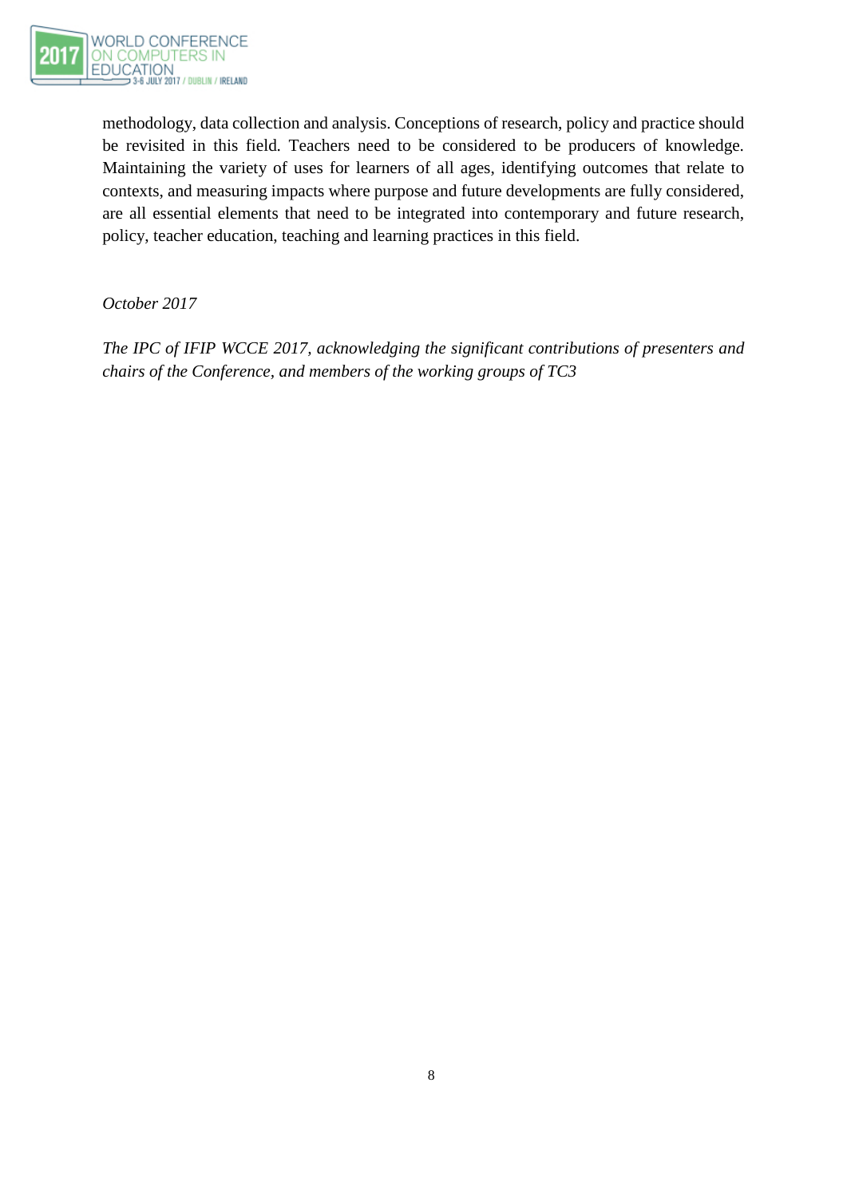methodology, data collection and analysis. Conceptions of research, policy and practice should be revisited in this field. Teachers need to be considered to be producers of knowledge. Maintaining the variety of uses for learners of all ages, identifying outcomes that relate to contexts, and measuring impacts where purpose and future developments are fully considered, are all essential elements that need to be integrated into contemporary and future research, policy, teacher education, teaching and learning practices in this field.

*October 2017*

*The IPC of IFIP WCCE 2017, acknowledging the significant contributions of presenters and chairs of the Conference, and members of the working groups of TC3*